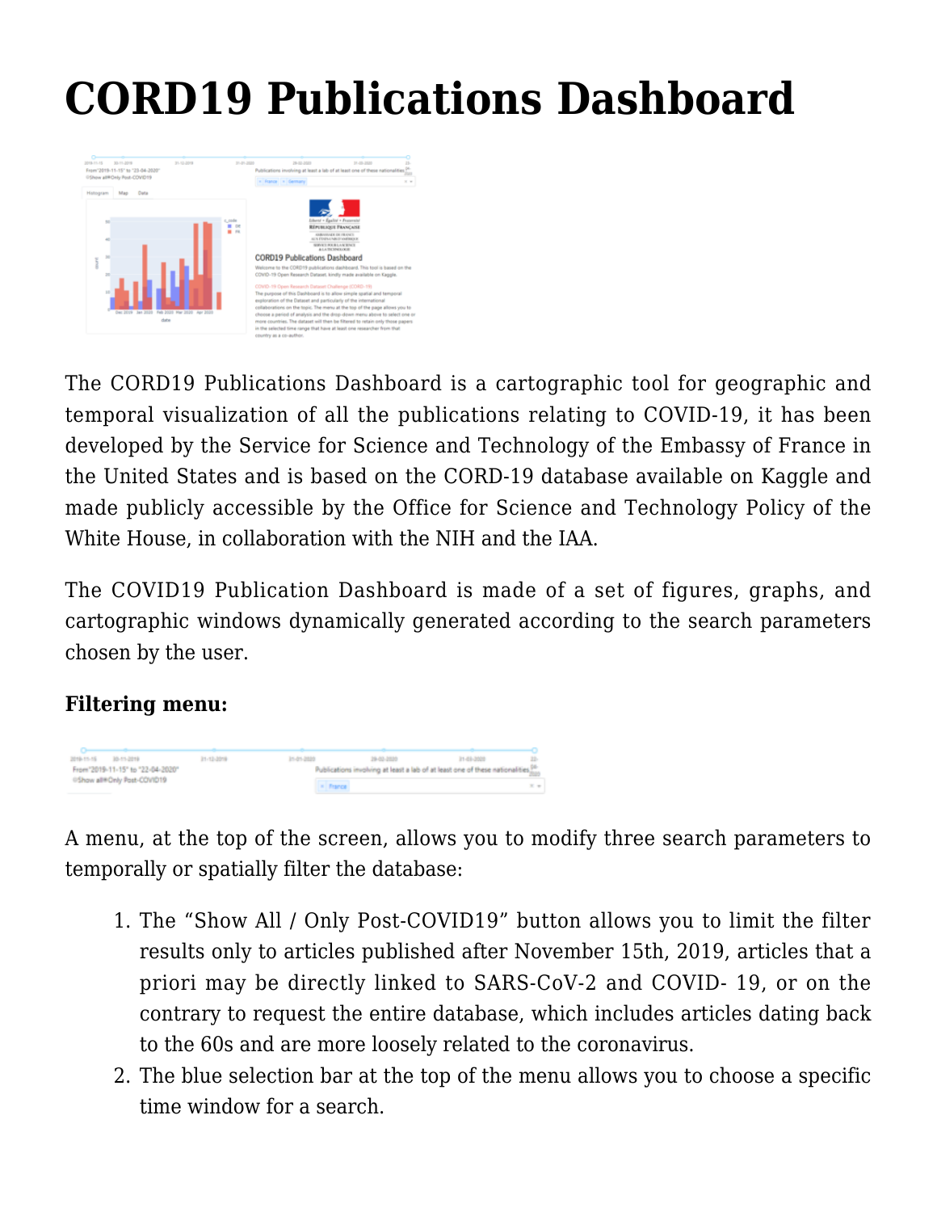# CORD19 Publications Dashboard

The CORD19 Publications Dashboard is a cartographic tool for geographic and temporal visualization of all the publications relating to COVID-19, it has been developed by the Service for Science and Technology of the Embassy of France in the United States and is based on the CORD-19 database available on Kaggle and made publicly accessible by the Office for Science and Technology Policy of the White House, in collaboration with the NIH and the IAA.

The COVID19 Publication Dashboard is made of a set of figures, graphs, and cartographic windows dynamically generated according to the search parameters chosen by the user.

**Filtering menu:**

A menu, at the top of the screen, allows you to modify three search parameters to temporally or spatially filter the database:

1. The "Show All / Only Post-COVID19" button allows you to limit the filter results only to articles published after November 15th, 2019, articles that a priori may be directly linked to SARS-CoV-2 and COVID- 19, or on the contrary to request the entire database, which includes articles dating back to the 60s and are more loosely related to the coronavirus.
2. The blue selection bar at the top of the menu allows you to choose a specific time window for a search.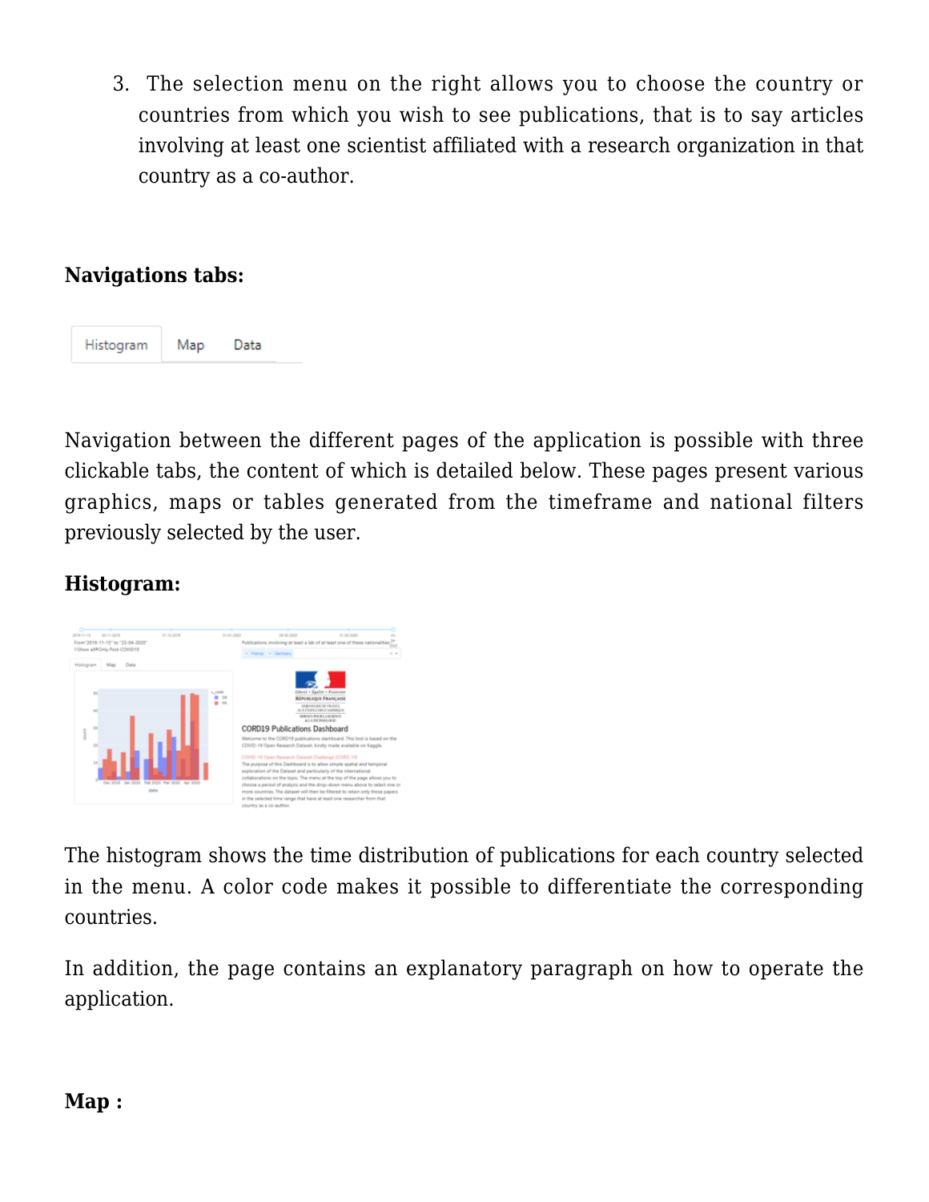3. The selection menu on the right allows you to choose the country or countries from which you wish to see publications, that is to say articles involving at least one scientist affiliated with a research organization in that country as a co-author.

**Navigations tabs:**

Navigation between the different pages of the application is possible with three clickable tabs, the content of which is detailed below. These pages present various graphics, maps or tables generated from the timeframe and national filters previously selected by the user.

**Histogram:**

The histogram shows the time distribution of publications for each country selected in the menu. A color code makes it possible to differentiate the corresponding countries.

In addition, the page contains an explanatory paragraph on how to operate the application.

**Map :**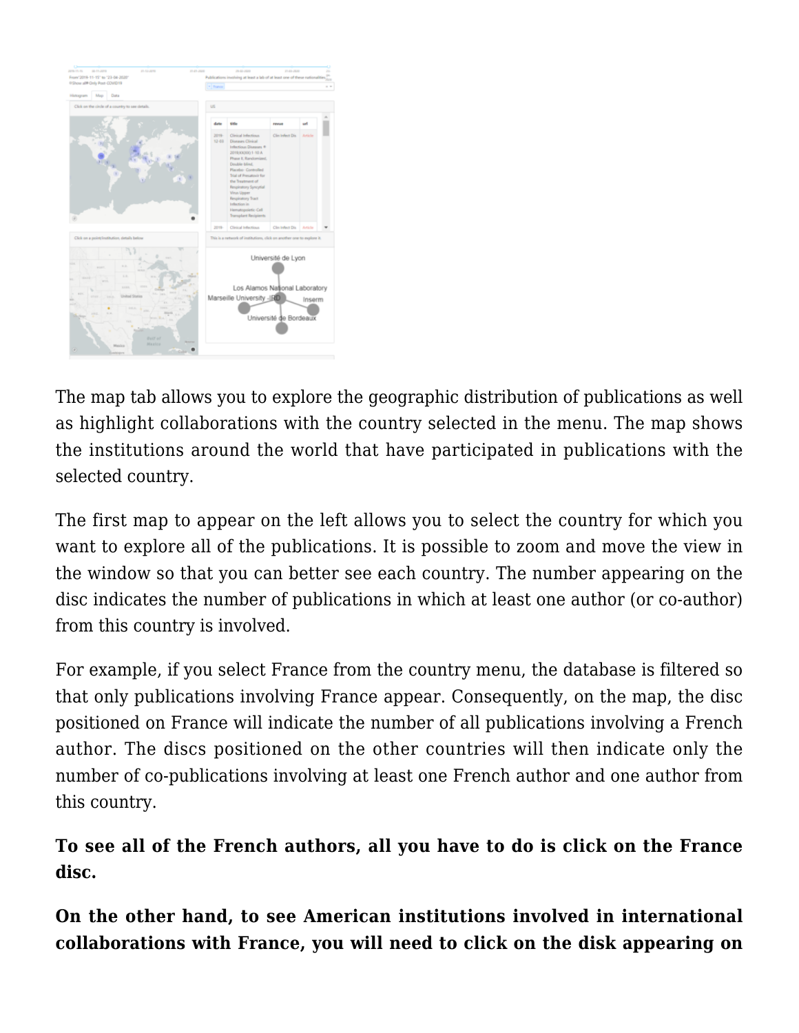The map tab allows you to explore the geographic distribution of publications as well as highlight collaborations with the country selected in the menu. The map shows the institutions around the world that have participated in publications with the selected country.

The first map to appear on the left allows you to select the country for which you want to explore all of the publications. It is possible to zoom and move the view in the window so that you can better see each country. The number appearing on the disc indicates the number of publications in which at least one author (or co-author) from this country is involved.

For example, if you select France from the country menu, the database is filtered so that only publications involving France appear. Consequently, on the map, the disc positioned on France will indicate the number of all publications involving a French author. The discs positioned on the other countries will then indicate only the number of co-publications involving at least one French author and one author from this country.

**To see all of the French authors, all you have to do is click on the France disc.**

**On the other hand, to see American institutions involved in international collaborations with France, you will need to click on the disk appearing on**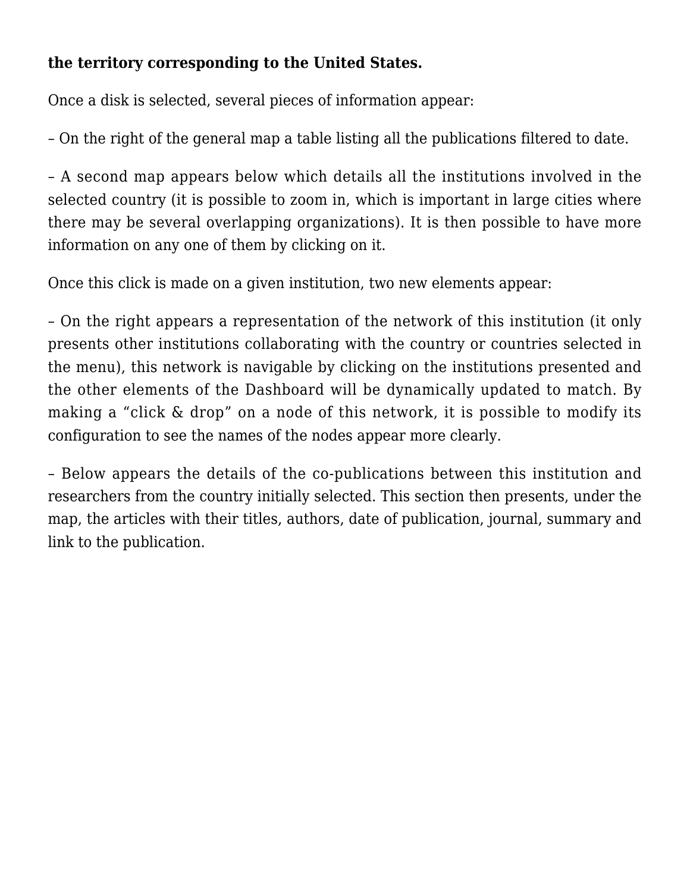**the territory corresponding to the United States.**

Once a disk is selected, several pieces of information appear:

– On the right of the general map a table listing all the publications filtered to date.

– A second map appears below which details all the institutions involved in the selected country (it is possible to zoom in, which is important in large cities where there may be several overlapping organizations). It is then possible to have more information on any one of them by clicking on it.

Once this click is made on a given institution, two new elements appear:

– On the right appears a representation of the network of this institution (it only presents other institutions collaborating with the country or countries selected in the menu), this network is navigable by clicking on the institutions presented and the other elements of the Dashboard will be dynamically updated to match. By making a "click & drop" on a node of this network, it is possible to modify its configuration to see the names of the nodes appear more clearly.

– Below appears the details of the co-publications between this institution and researchers from the country initially selected. This section then presents, under the map, the articles with their titles, authors, date of publication, journal, summary and link to the publication.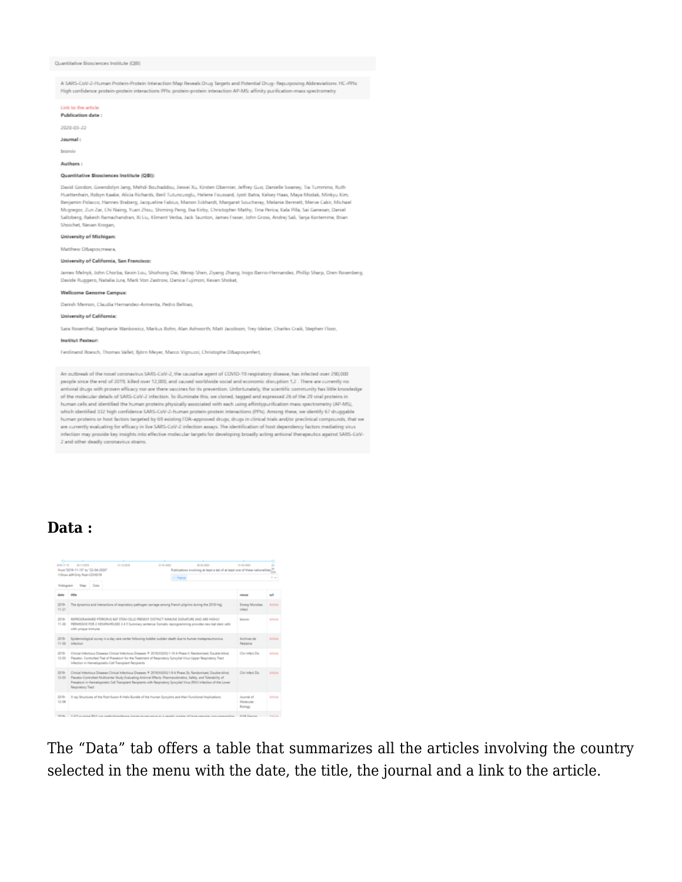Quantitative Biosciences Institute (QBI)

A SARS-CoV-2-Human Protein-Protein Interaction Map Reveals Drug Targets and Potential Drug- Repurposing Abbreviations: HC-PPIs: High confidence protein-protein interactions PPIs: protein-protein interaction AP-MS: affinity purification-mass spectrometry

Link to the article

**Publication date :**

2020-03-22

**Journal :**

biorxiv

**Authors :**

**Quantitative Biosciences Institute (QBI):**

David Gordon, Gwendolyn Jang, Mehdi Bouhaddou, Jiewei Xu, Kirsten Obernier, Jeffrey Guo, Danielle Swaney, Tia Tummino, Ruth Huettenhain, Robyn Kaake, Alicia Richards, Beril Tutuncuoglu, Helene Foussard, Jyoti Batra, Kelsey Haas, Maya Modak, Minkyu Kim, Benjamin Polacco, Hannes Braberg, Jacqueline Fabius, Manon Eckhardt, Margaret Soucheray, Melanie Bennett, Merve Cakir, Michael Mcgregor, Zun Zar, Chi Naing, Yuan Zhou, Shiming Peng, Ilsa Kirby, Christopher Mathy, Tina Perica, Kala Pilla, Sai Ganesan, Daniel Saltzberg, Rakesh Ramachandran, Xi Liu, Kliment Verba, Jack Taunton, James Fraser, John Gross, Andrej Sali, Tanja Kortemme, Brian Shoichet, Nevan Krogan,

**University of Michigan:**

Matthew O&apos;meara,

**University of California, San Francisco:**

James Melnyk, John Chorba, Kevin Lou, Shizhong Dai, Wenqi Shen, Ziyang Zhang, Inigo Barrio-Hernandez, Phillip Sharp, Oren Rosenberg, Davide Ruggero, Natalia Jura, Mark Von Zastrow, Danica Fujimori, Kevan Shokat,

**Wellcome Genome Campus:**

Danish Memon, Claudia Hernandez-Armenta, Pedro Beltrao,

**University of California:**

Sara Rosenthal, Stephanie Wankowicz, Markus Bohn, Alan Ashworth, Matt Jacobson, Trey Ideker, Charles Craik, Stephen Floor,

**Institut Pasteur:**

Ferdinand Roesch, Thomas Vallet, Björn Meyer, Marco Vignuzzi, Christophe D&apos;enfert,

An outbreak of the novel coronavirus SARS-CoV-2, the causative agent of COVID-19 respiratory disease, has infected over 290,000 people since the end of 2019, killed over 12,000, and caused worldwide social and economic disruption 1,2 . There are currently no antiviral drugs with proven efficacy nor are there vaccines for its prevention. Unfortunately, the scientific community has little knowledge of the molecular details of SARS-CoV-2 infection. To illuminate this, we cloned, tagged and expressed 26 of the 29 viral proteins in human cells and identified the human proteins physically associated with each using affinitypurification mass spectrometry (AP-MS), which identified 332 high confidence SARS-CoV-2-human protein-protein interactions (PPIs). Among these, we identify 67 druggable human proteins or host factors targeted by 69 existing FDA-approved drugs, drugs in clinical trials and/or preclinical compounds, that we are currently evaluating for efficacy in live SARS-CoV-2 infection assays. The identification of host dependency factors mediating virus infection may provide key insights into effective molecular targets for developing broadly acting antiviral therapeutics against SARS-CoV-2 and other deadly coronavirus strains.

## Data :

The "Data" tab offers a table that summarizes all the articles involving the country selected in the menu with the date, the title, the journal and a link to the article.